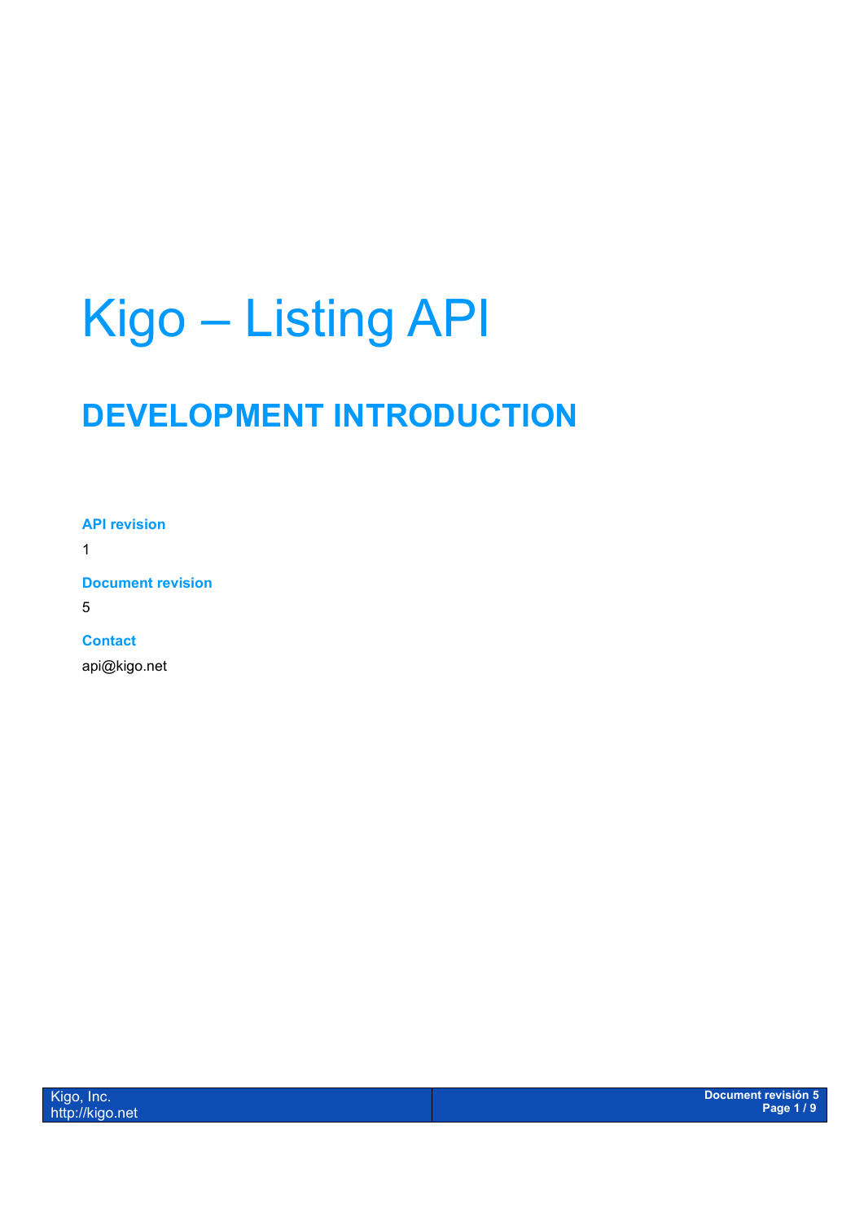# Kigo – Listing API

## DEVELOPMENT INTRODUCTION

**API revision**

1

**Document revision**

5

**Contact**

api@kigo.net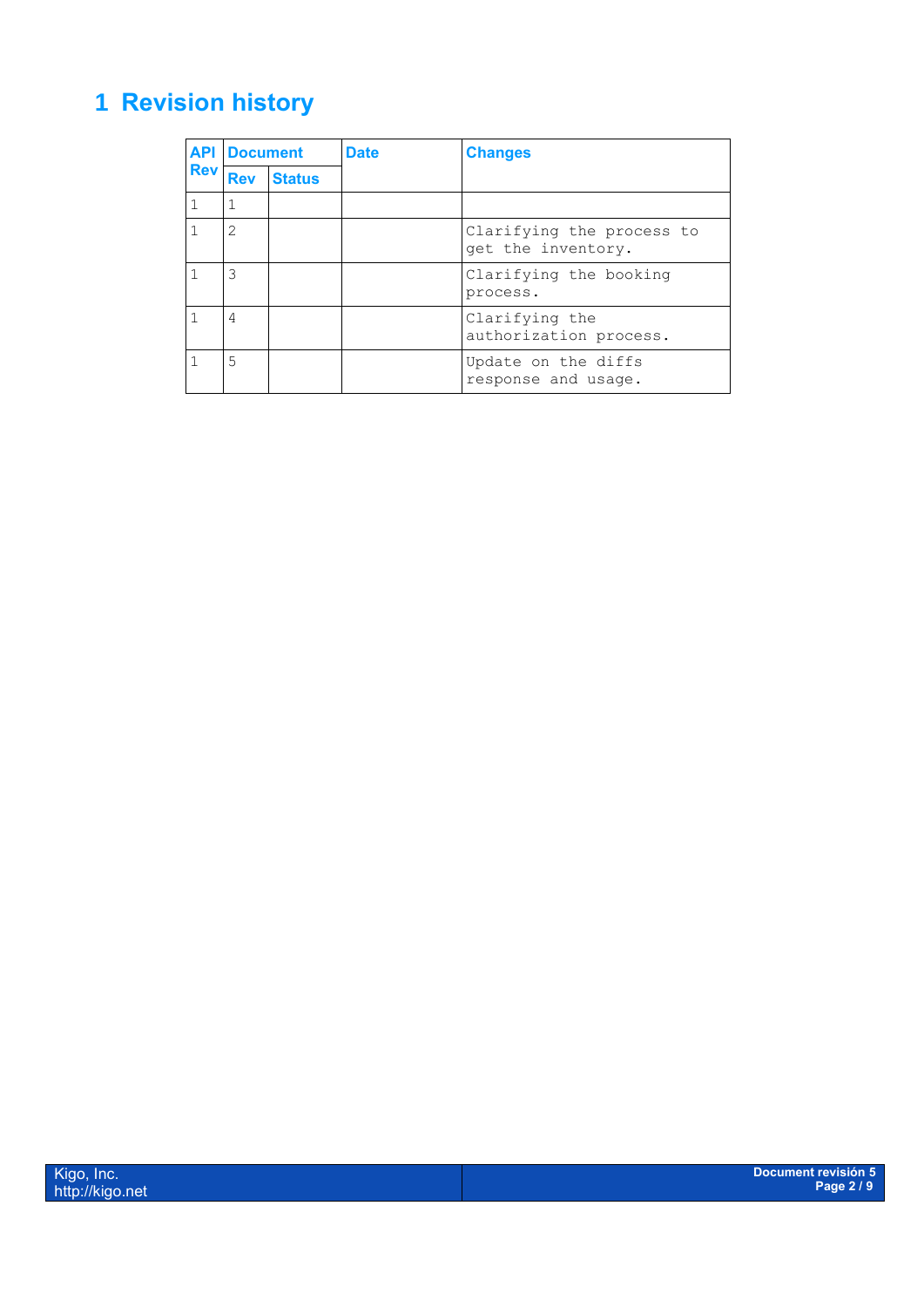# 1 Revision history

| API Rev | Document | | Date | Changes |
|---|---|---|---|---|
| | Rev | Status | | |
| 1 | 1 | | | |
| 1 | 2 | | | Clarifying the process to get the inventory. |
| 1 | 3 | | | Clarifying the booking process. |
| 1 | 4 | | | Clarifying the authorization process. |
| 1 | 5 | | | Update on the diffs response and usage. |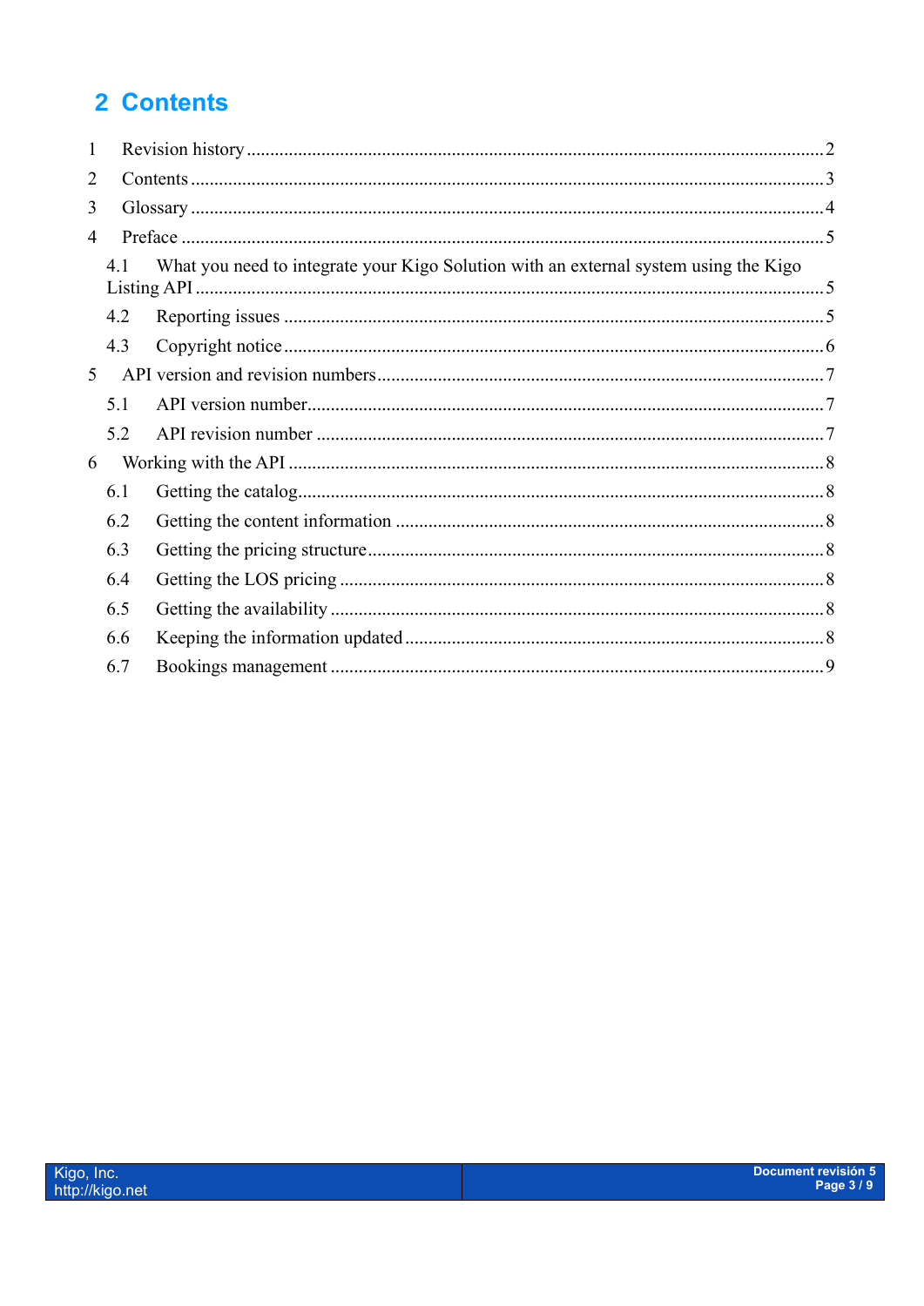# 2 Contents

1 Revision history ........................................................................................................................ 2

2 Contents .................................................................................................................................. 3

3 Glossary ................................................................................................................................. 4

4 Preface ................................................................................................................................... 5

4.1 What you need to integrate your Kigo Solution with an external system using the Kigo Listing API ..................................................................................................................................... 5

4.2 Reporting issues ............................................................................................................... 5

4.3 Copyright notice ................................................................................................................ 6

5 API version and revision numbers ........................................................................................... 7

5.1 API version number ........................................................................................................... 7

5.2 API revision number .......................................................................................................... 7

6 Working with the API ............................................................................................................... 8

6.1 Getting the catalog ............................................................................................................. 8

6.2 Getting the content information .......................................................................................... 8

6.3 Getting the pricing structure ............................................................................................... 8

6.4 Getting the LOS pricing ..................................................................................................... 8

6.5 Getting the availability ........................................................................................................ 8

6.6 Keeping the information updated ........................................................................................ 8

6.7 Bookings management ...................................................................................................... 9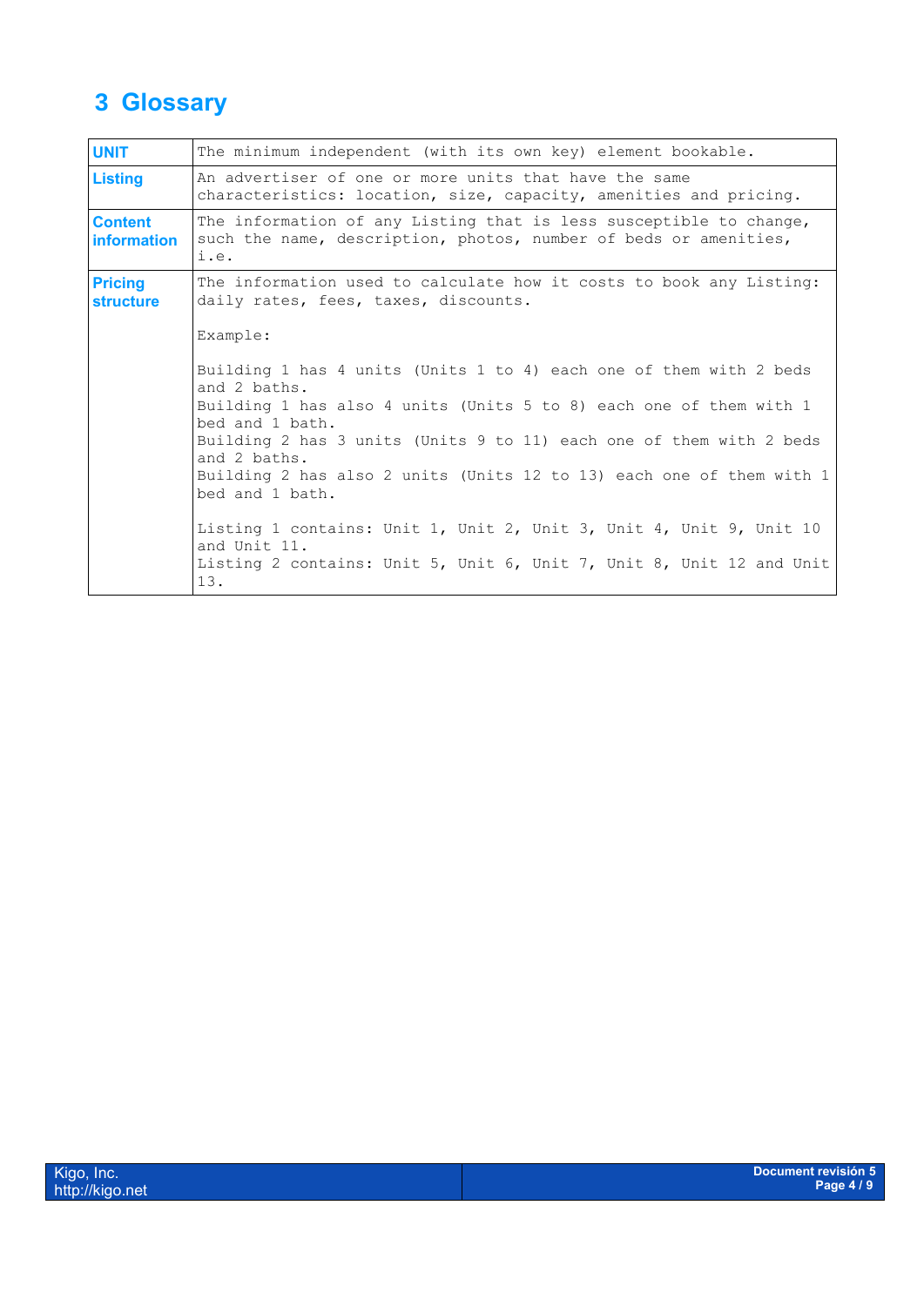# 3 Glossary

| | |
|---|---|
| **UNIT** | The minimum independent (with its own key) element bookable. |
| **Listing** | An advertiser of one or more units that have the same characteristics: location, size, capacity, amenities and pricing. |
| **Content information** | The information of any Listing that is less susceptible to change, such the name, description, photos, number of beds or amenities, i.e. |
| **Pricing structure** | The information used to calculate how it costs to book any Listing: daily rates, fees, taxes, discounts.<br><br>Example:<br><br>Building 1 has 4 units (Units 1 to 4) each one of them with 2 beds and 2 baths.<br>Building 1 has also 4 units (Units 5 to 8) each one of them with 1 bed and 1 bath.<br>Building 2 has 3 units (Units 9 to 11) each one of them with 2 beds and 2 baths.<br>Building 2 has also 2 units (Units 12 to 13) each one of them with 1 bed and 1 bath.<br><br>Listing 1 contains: Unit 1, Unit 2, Unit 3, Unit 4, Unit 9, Unit 10 and Unit 11.<br>Listing 2 contains: Unit 5, Unit 6, Unit 7, Unit 8, Unit 12 and Unit 13. |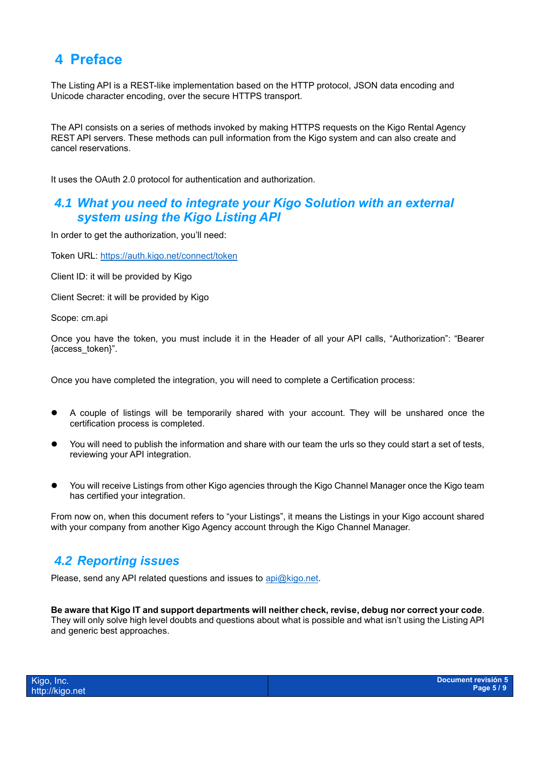# 4 Preface

The Listing API is a REST-like implementation based on the HTTP protocol, JSON data encoding and Unicode character encoding, over the secure HTTPS transport.

The API consists on a series of methods invoked by making HTTPS requests on the Kigo Rental Agency REST API servers. These methods can pull information from the Kigo system and can also create and cancel reservations.

It uses the OAuth 2.0 protocol for authentication and authorization.

## *4.1 What you need to integrate your Kigo Solution with an external system using the Kigo Listing API*

In order to get the authorization, you'll need:

Token URL: [https://auth.kigo.net/connect/token](https://auth.kigo.net/connect/token)

Client ID: it will be provided by Kigo

Client Secret: it will be provided by Kigo

Scope: cm.api

Once you have the token, you must include it in the Header of all your API calls, "Authorization": "Bearer {access_token}".

Once you have completed the integration, you will need to complete a Certification process:

- A couple of listings will be temporarily shared with your account. They will be unshared once the certification process is completed.
- You will need to publish the information and share with our team the urls so they could start a set of tests, reviewing your API integration.
- You will receive Listings from other Kigo agencies through the Kigo Channel Manager once the Kigo team has certified your integration.

From now on, when this document refers to "your Listings", it means the Listings in your Kigo account shared with your company from another Kigo Agency account through the Kigo Channel Manager.

## *4.2 Reporting issues*

Please, send any API related questions and issues to [api@kigo.net](mailto:api@kigo.net).

**Be aware that Kigo IT and support departments will neither check, revise, debug nor correct your code**. They will only solve high level doubts and questions about what is possible and what isn't using the Listing API and generic best approaches.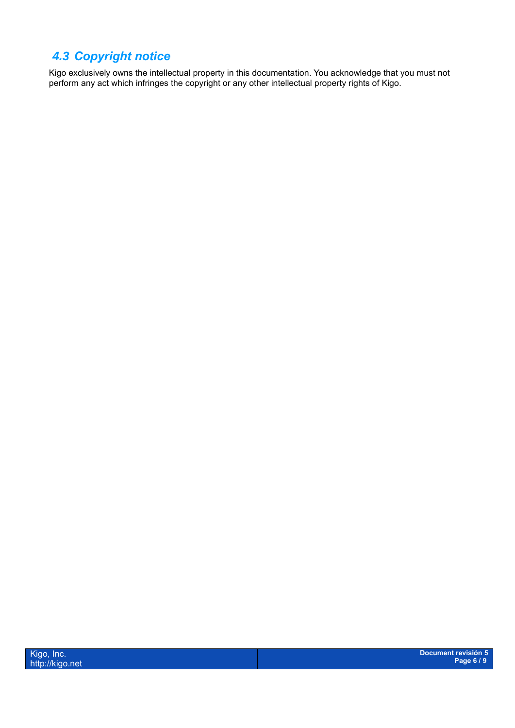## 4.3 Copyright notice

Kigo exclusively owns the intellectual property in this documentation. You acknowledge that you must not perform any act which infringes the copyright or any other intellectual property rights of Kigo.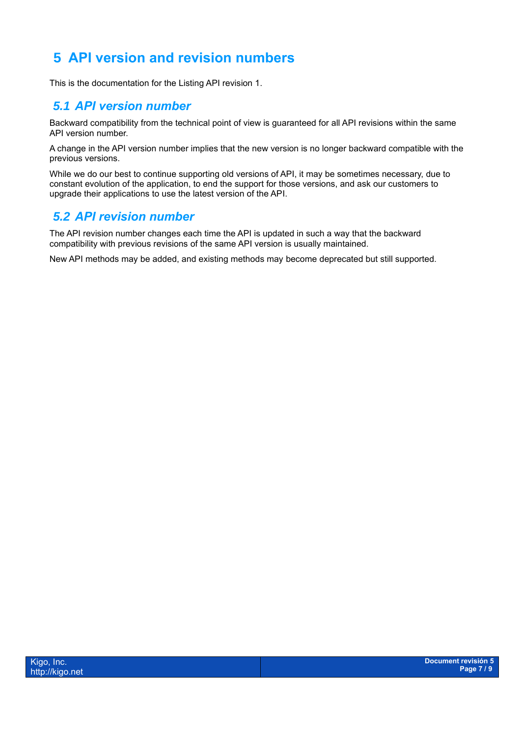# 5 API version and revision numbers

This is the documentation for the Listing API revision 1.

## 5.1 API version number

Backward compatibility from the technical point of view is guaranteed for all API revisions within the same API version number.

A change in the API version number implies that the new version is no longer backward compatible with the previous versions.

While we do our best to continue supporting old versions of API, it may be sometimes necessary, due to constant evolution of the application, to end the support for those versions, and ask our customers to upgrade their applications to use the latest version of the API.

## 5.2 API revision number

The API revision number changes each time the API is updated in such a way that the backward compatibility with previous revisions of the same API version is usually maintained.

New API methods may be added, and existing methods may become deprecated but still supported.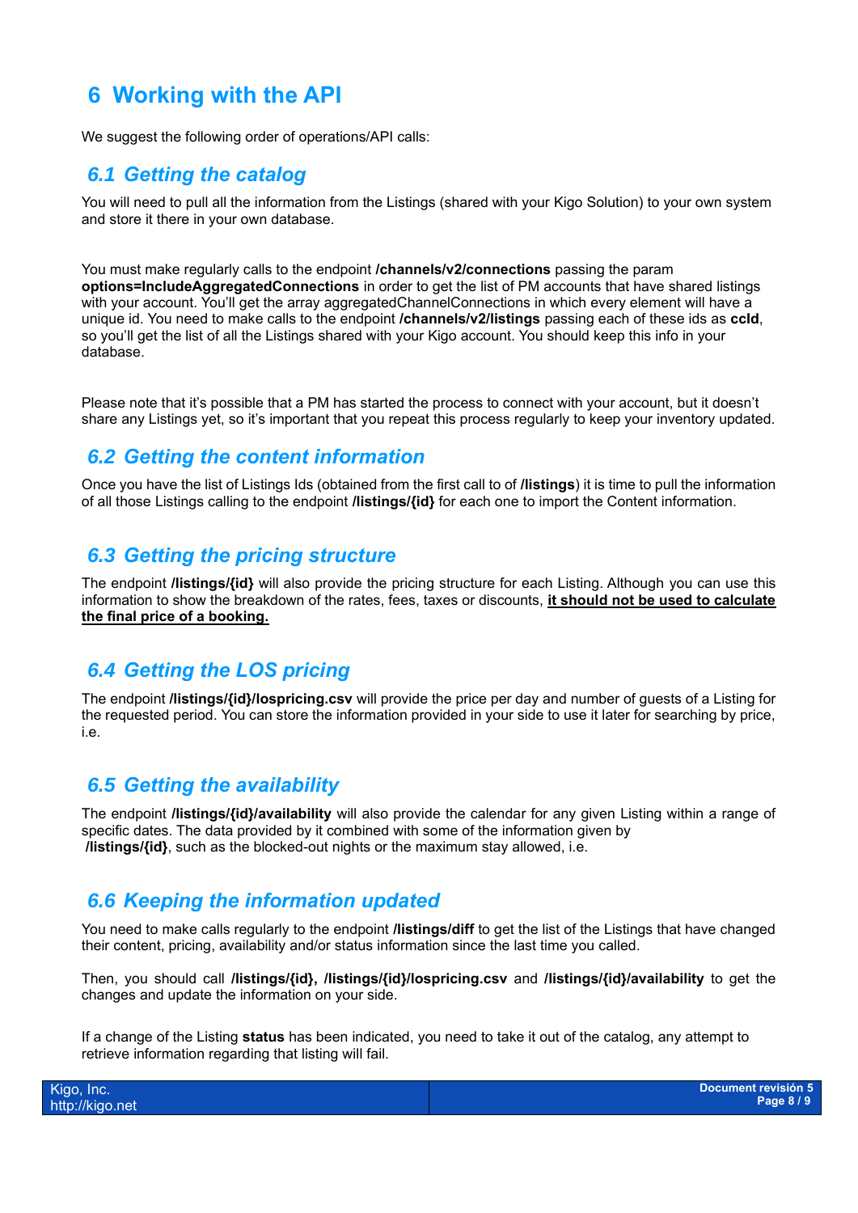# 6 Working with the API

We suggest the following order of operations/API calls:

## *6.1 Getting the catalog*

You will need to pull all the information from the Listings (shared with your Kigo Solution) to your own system and store it there in your own database.

You must make regularly calls to the endpoint **/channels/v2/connections** passing the param **options=IncludeAggregatedConnections** in order to get the list of PM accounts that have shared listings with your account. You'll get the array aggregatedChannelConnections in which every element will have a unique id. You need to make calls to the endpoint **/channels/v2/listings** passing each of these ids as **ccId**, so you'll get the list of all the Listings shared with your Kigo account. You should keep this info in your database.

Please note that it's possible that a PM has started the process to connect with your account, but it doesn't share any Listings yet, so it's important that you repeat this process regularly to keep your inventory updated.

## *6.2 Getting the content information*

Once you have the list of Listings Ids (obtained from the first call to of **/listings**) it is time to pull the information of all those Listings calling to the endpoint **/listings/{id}** for each one to import the Content information.

## *6.3 Getting the pricing structure*

The endpoint **/listings/{id}** will also provide the pricing structure for each Listing. Although you can use this information to show the breakdown of the rates, fees, taxes or discounts, <u>**it should not be used to calculate the final price of a booking.**</u>

## *6.4 Getting the LOS pricing*

The endpoint **/listings/{id}/lospricing.csv** will provide the price per day and number of guests of a Listing for the requested period. You can store the information provided in your side to use it later for searching by price, i.e.

## *6.5 Getting the availability*

The endpoint **/listings/{id}/availability** will also provide the calendar for any given Listing within a range of specific dates. The data provided by it combined with some of the information given by **/listings/{id}**, such as the blocked-out nights or the maximum stay allowed, i.e.

## *6.6 Keeping the information updated*

You need to make calls regularly to the endpoint **/listings/diff** to get the list of the Listings that have changed their content, pricing, availability and/or status information since the last time you called.

Then, you should call **/listings/{id}, /listings/{id}/lospricing.csv** and **/listings/{id}/availability** to get the changes and update the information on your side.

If a change of the Listing **status** has been indicated, you need to take it out of the catalog, any attempt to retrieve information regarding that listing will fail.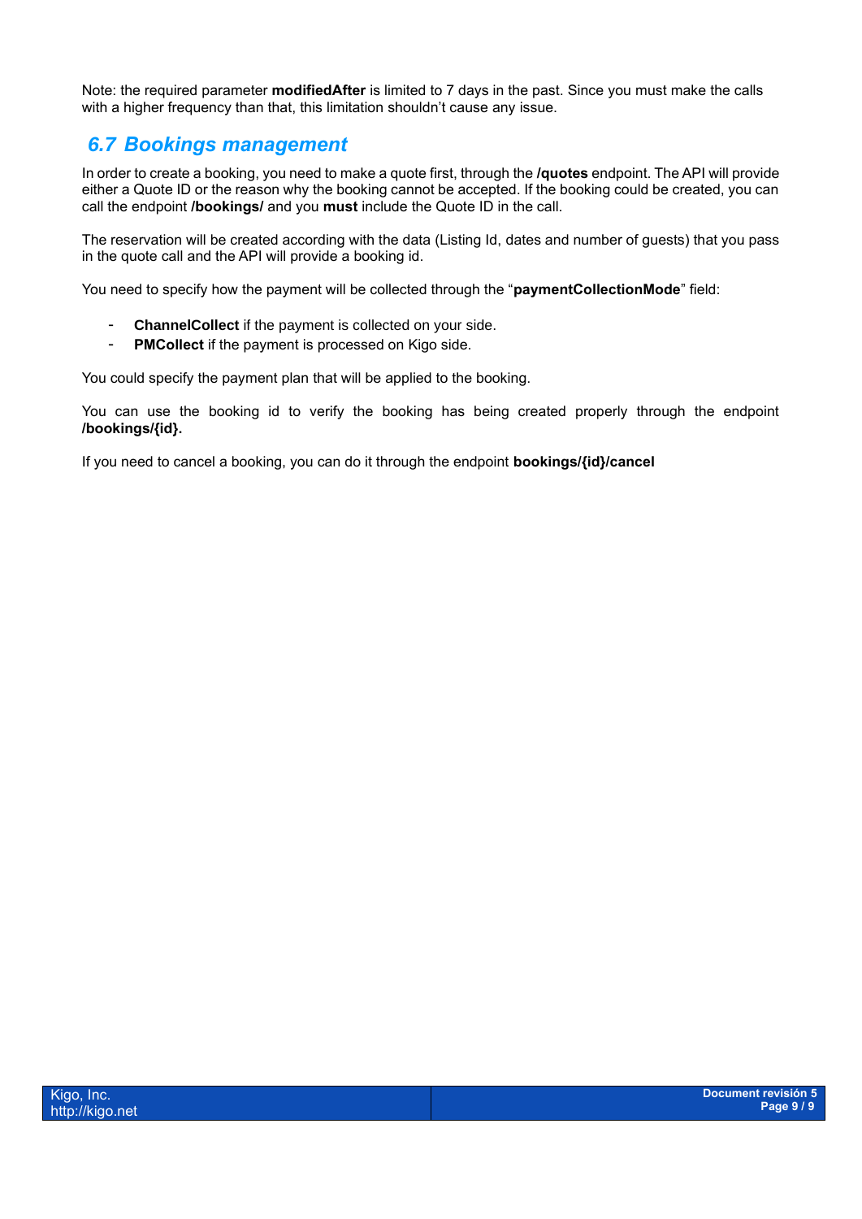Note: the required parameter **modifiedAfter** is limited to 7 days in the past. Since you must make the calls with a higher frequency than that, this limitation shouldn't cause any issue.

## *6.7 Bookings management*

In order to create a booking, you need to make a quote first, through the **/quotes** endpoint. The API will provide either a Quote ID or the reason why the booking cannot be accepted. If the booking could be created, you can call the endpoint **/bookings/** and you **must** include the Quote ID in the call.

The reservation will be created according with the data (Listing Id, dates and number of guests) that you pass in the quote call and the API will provide a booking id.

You need to specify how the payment will be collected through the "**paymentCollectionMode**" field:

- **ChannelCollect** if the payment is collected on your side.
- **PMCollect** if the payment is processed on Kigo side.

You could specify the payment plan that will be applied to the booking.

You can use the booking id to verify the booking has being created properly through the endpoint **/bookings/{id}.**

If you need to cancel a booking, you can do it through the endpoint **bookings/{id}/cancel**